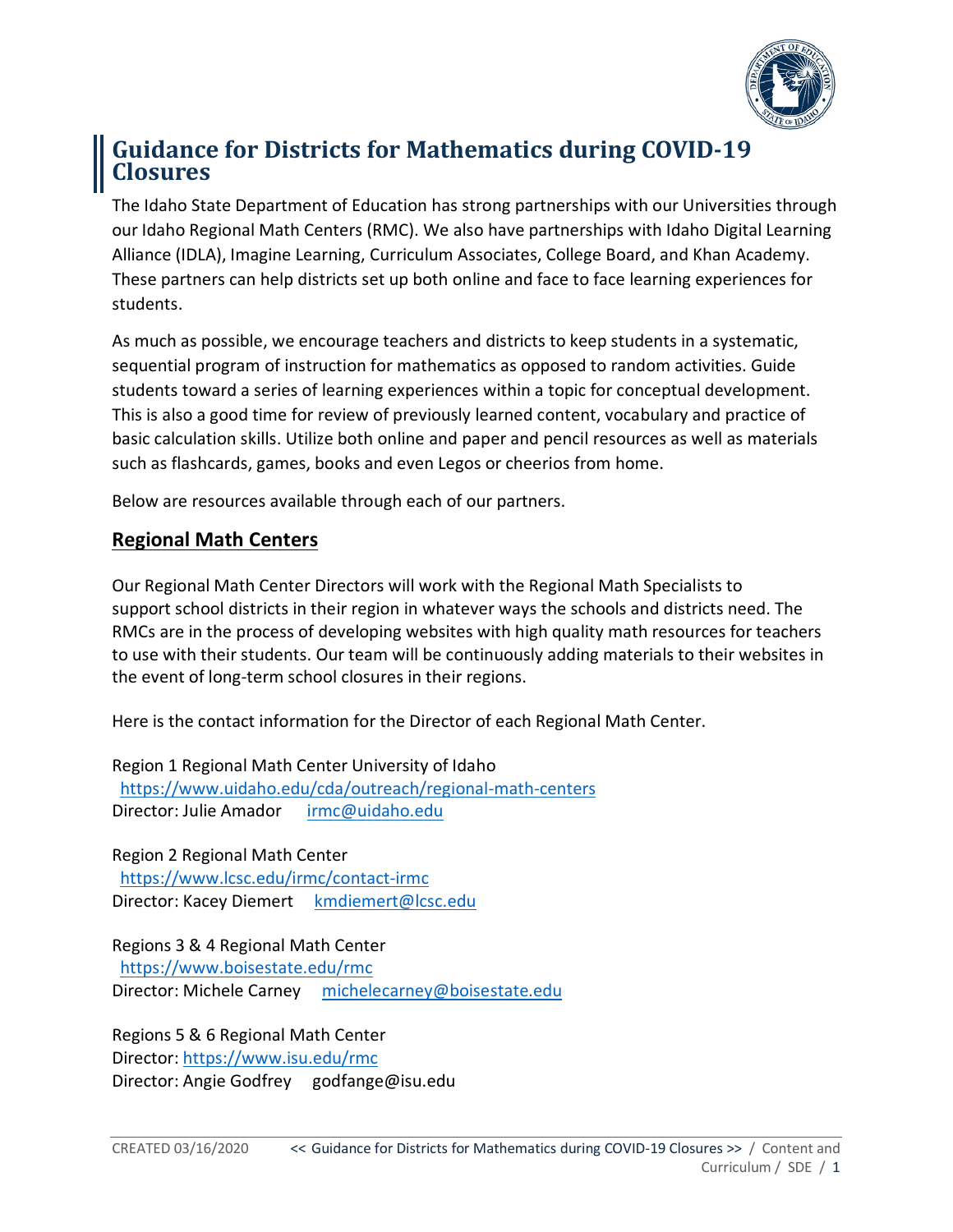# Guidance for Districts for Mathematics during COVID-19 Closures

The Idaho State Department of Education has strong partnerships with our Universities through our Idaho Regional Math Centers (RMC). We also have partnerships with Idaho Digital Learning Alliance (IDLA), Imagine Learning, Curriculum Associates, College Board, and Khan Academy. These partners can help districts set up both online and face to face learning experiences for students.

As much as possible, we encourage teachers and districts to keep students in a systematic, sequential program of instruction for mathematics as opposed to random activities. Guide students toward a series of learning experiences within a topic for conceptual development. This is also a good time for review of previously learned content, vocabulary and practice of basic calculation skills. Utilize both online and paper and pencil resources as well as materials such as flashcards, games, books and even Legos or cheerios from home.

Below are resources available through each of our partners.

## Regional Math Centers

Our Regional Math Center Directors will work with the Regional Math Specialists to support school districts in their region in whatever ways the schools and districts need. The RMCs are in the process of developing websites with high quality math resources for teachers to use with their students. Our team will be continuously adding materials to their websites in the event of long-term school closures in their regions.

Here is the contact information for the Director of each Regional Math Center.

Region 1 Regional Math Center University of Idaho
https://www.uidaho.edu/cda/outreach/regional-math-centers
Director: Julie Amador irmc@uidaho.edu

Region 2 Regional Math Center
https://www.lcsc.edu/irmc/contact-irmc
Director: Kacey Diemert kmdiemert@lcsc.edu

Regions 3 & 4 Regional Math Center
https://www.boisestate.edu/rmc
Director: Michele Carney michelecarney@boisestate.edu

Regions 5 & 6 Regional Math Center
Director: https://www.isu.edu/rmc
Director: Angie Godfrey godfange@isu.edu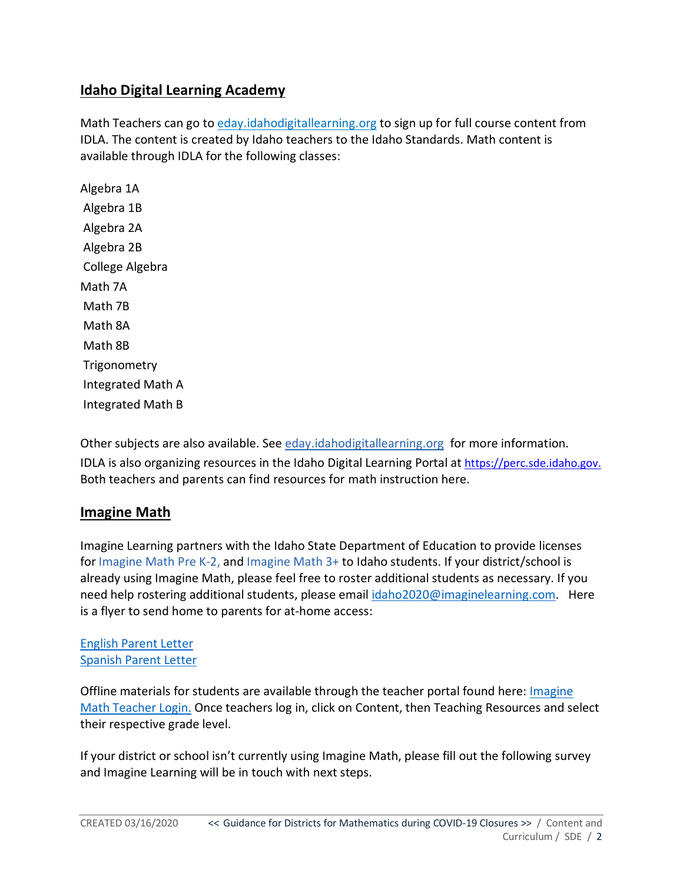## Idaho Digital Learning Academy

Math Teachers can go to [eday.idahodigitallearning.org](eday.idahodigitallearning.org) to sign up for full course content from IDLA. The content is created by Idaho teachers to the Idaho Standards. Math content is available through IDLA for the following classes:

Algebra 1A
Algebra 1B
Algebra 2A
Algebra 2B
College Algebra
Math 7A
Math 7B
Math 8A
Math 8B
Trigonometry
Integrated Math A
Integrated Math B

Other subjects are also available. See [eday.idahodigitallearning.org](eday.idahodigitallearning.org) for more information. IDLA is also organizing resources in the Idaho Digital Learning Portal at [https://perc.sde.idaho.gov.](https://perc.sde.idaho.gov) Both teachers and parents can find resources for math instruction here.

## Imagine Math

Imagine Learning partners with the Idaho State Department of Education to provide licenses for Imagine Math Pre K-2, and Imagine Math 3+ to Idaho students. If your district/school is already using Imagine Math, please feel free to roster additional students as necessary. If you need help rostering additional students, please email [idaho2020@imaginelearning.com](mailto:idaho2020@imaginelearning.com). Here is a flyer to send home to parents for at-home access:

English Parent Letter
Spanish Parent Letter

Offline materials for students are available through the teacher portal found here: Imagine Math Teacher Login. Once teachers log in, click on Content, then Teaching Resources and select their respective grade level.

If your district or school isn't currently using Imagine Math, please fill out the following survey and Imagine Learning will be in touch with next steps.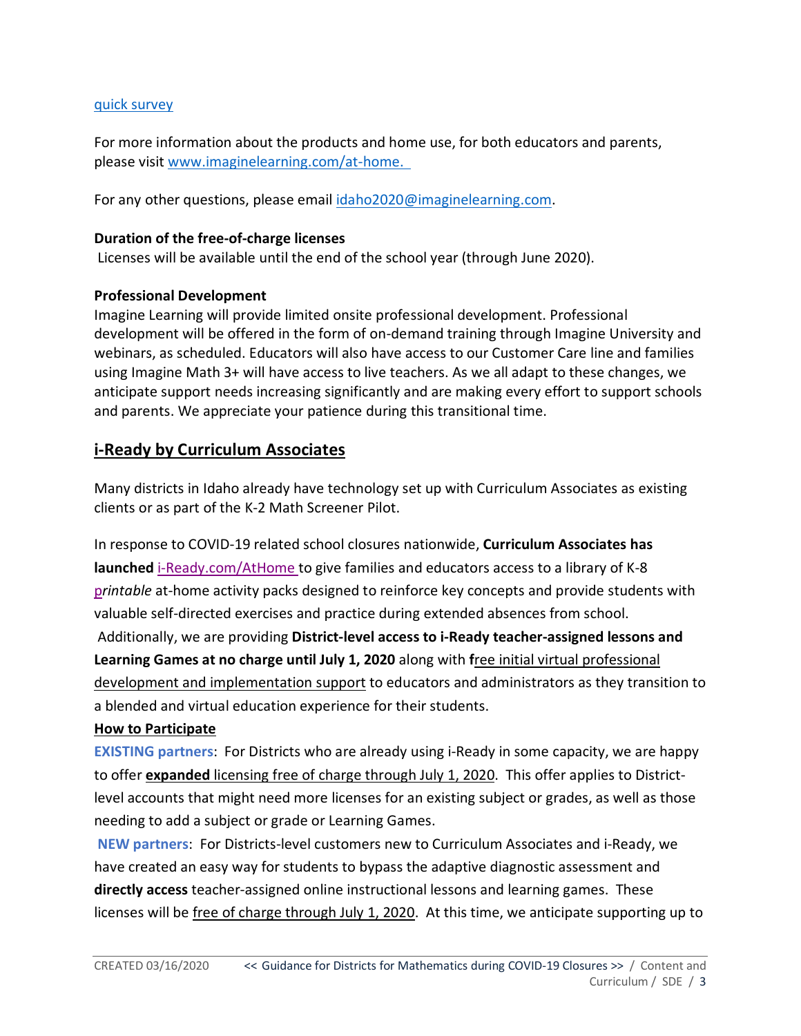[quick survey](#)

For more information about the products and home use, for both educators and parents, please visit [www.imaginelearning.com/at-home.](http://www.imaginelearning.com/at-home)

For any other questions, please email [idaho2020@imaginelearning.com](mailto:idaho2020@imaginelearning.com).

**Duration of the free-of-charge licenses**

Licenses will be available until the end of the school year (through June 2020).

**Professional Development**

Imagine Learning will provide limited onsite professional development. Professional development will be offered in the form of on-demand training through Imagine University and webinars, as scheduled. Educators will also have access to our Customer Care line and families using Imagine Math 3+ will have access to live teachers. As we all adapt to these changes, we anticipate support needs increasing significantly and are making every effort to support schools and parents. We appreciate your patience during this transitional time.

## i-Ready by Curriculum Associates

Many districts in Idaho already have technology set up with Curriculum Associates as existing clients or as part of the K-2 Math Screener Pilot.

In response to COVID-19 related school closures nationwide, **Curriculum Associates has launched** [i-Ready.com/AtHome](http://i-Ready.com/AtHome) to give families and educators access to a library of K-8 *printable* at-home activity packs designed to reinforce key concepts and provide students with valuable self-directed exercises and practice during extended absences from school. Additionally, we are providing **District-level access to i-Ready teacher-assigned lessons and Learning Games at no charge until July 1, 2020** along with **f**ree initial virtual professional development and implementation support to educators and administrators as they transition to a blended and virtual education experience for their students.

**How to Participate**

**EXISTING partners**: For Districts who are already using i-Ready in some capacity, we are happy to offer **expanded** licensing free of charge through July 1, 2020. This offer applies to District-level accounts that might need more licenses for an existing subject or grades, as well as those needing to add a subject or grade or Learning Games.

**NEW partners**: For Districts-level customers new to Curriculum Associates and i-Ready, we have created an easy way for students to bypass the adaptive diagnostic assessment and **directly access** teacher-assigned online instructional lessons and learning games. These licenses will be free of charge through July 1, 2020. At this time, we anticipate supporting up to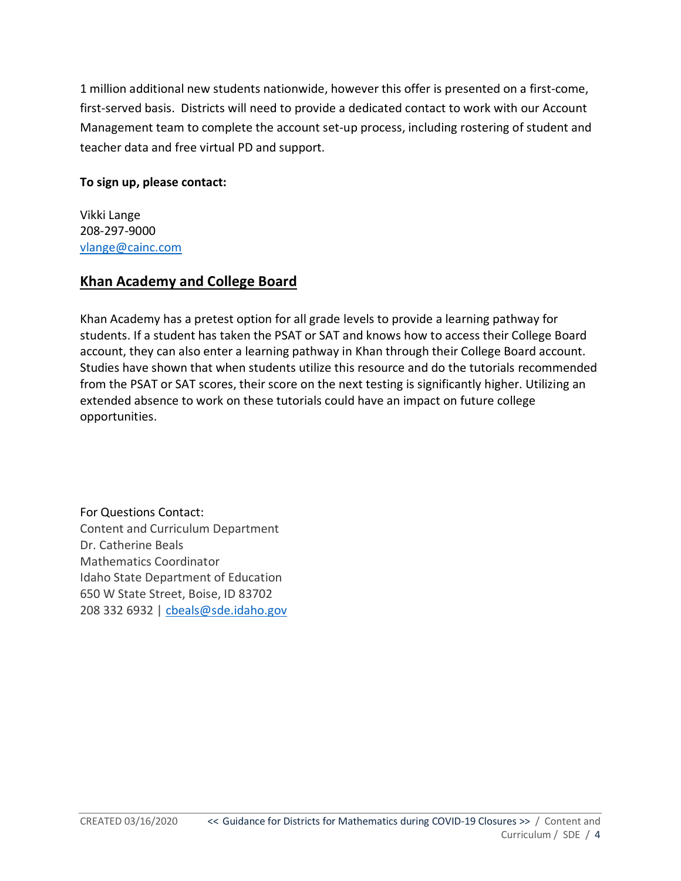1 million additional new students nationwide, however this offer is presented on a first-come, first-served basis. Districts will need to provide a dedicated contact to work with our Account Management team to complete the account set-up process, including rostering of student and teacher data and free virtual PD and support.

**To sign up, please contact:**

Vikki Lange
208-297-9000
vlange@cainc.com

## Khan Academy and College Board

Khan Academy has a pretest option for all grade levels to provide a learning pathway for students. If a student has taken the PSAT or SAT and knows how to access their College Board account, they can also enter a learning pathway in Khan through their College Board account. Studies have shown that when students utilize this resource and do the tutorials recommended from the PSAT or SAT scores, their score on the next testing is significantly higher. Utilizing an extended absence to work on these tutorials could have an impact on future college opportunities.

For Questions Contact:
Content and Curriculum Department
Dr. Catherine Beals
Mathematics Coordinator
Idaho State Department of Education
650 W State Street, Boise, ID 83702
208 332 6932 | cbeals@sde.idaho.gov